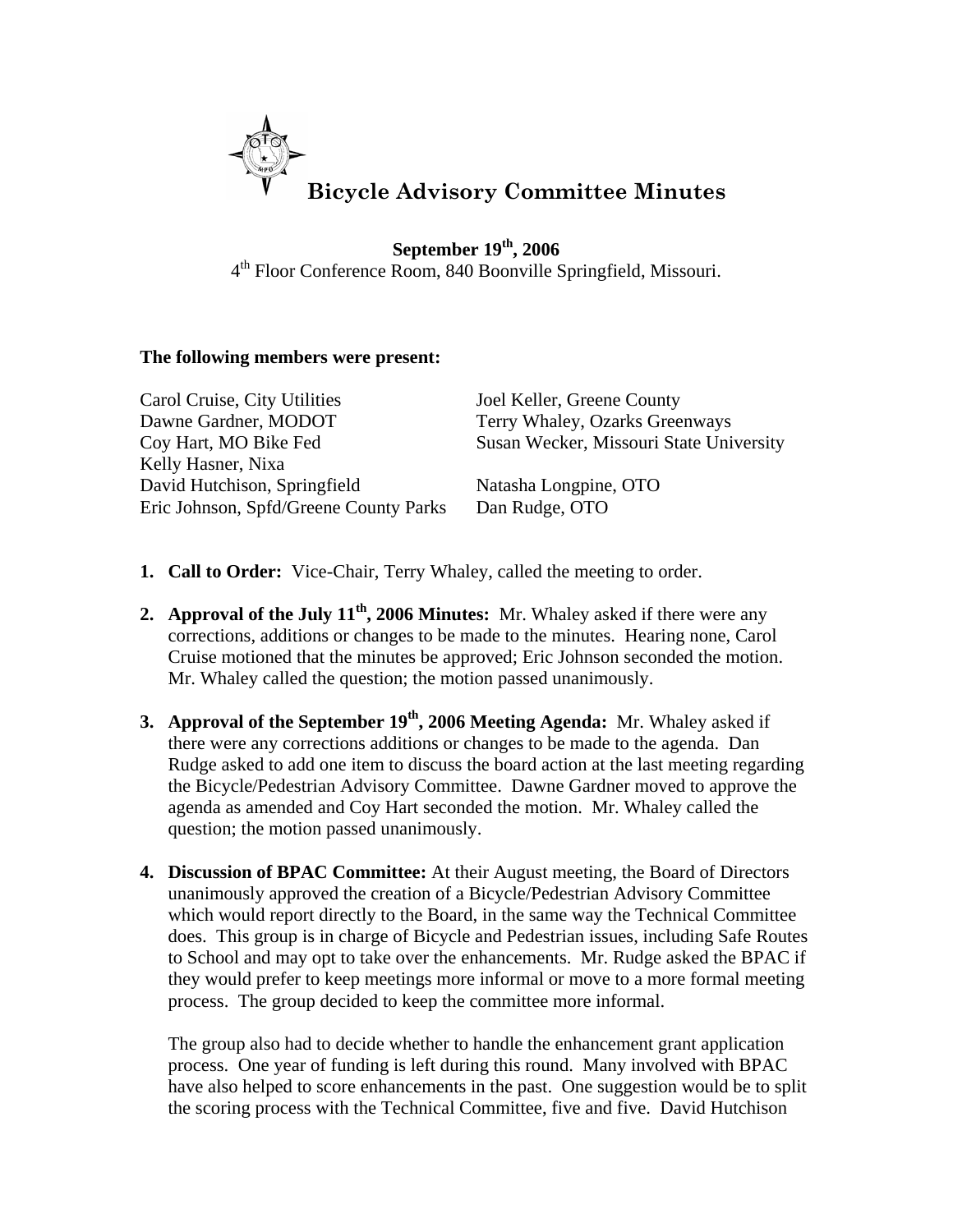# Bicycle Advisory Committee Minutes

**September 19th, 2006**
4th Floor Conference Room, 840 Boonville Springfield, Missouri.

**The following members were present:**

Carol Cruise, City Utilities
Dawne Gardner, MODOT
Coy Hart, MO Bike Fed
Kelly Hasner, Nixa
David Hutchison, Springfield
Eric Johnson, Spfd/Greene County Parks
Joel Keller, Greene County
Terry Whaley, Ozarks Greenways
Susan Wecker, Missouri State University

Natasha Longpine, OTO
Dan Rudge, OTO

1. **Call to Order:** Vice-Chair, Terry Whaley, called the meeting to order.

2. **Approval of the July 11th, 2006 Minutes:** Mr. Whaley asked if there were any corrections, additions or changes to be made to the minutes. Hearing none, Carol Cruise motioned that the minutes be approved; Eric Johnson seconded the motion. Mr. Whaley called the question; the motion passed unanimously.

3. **Approval of the September 19th, 2006 Meeting Agenda:** Mr. Whaley asked if there were any corrections additions or changes to be made to the agenda. Dan Rudge asked to add one item to discuss the board action at the last meeting regarding the Bicycle/Pedestrian Advisory Committee. Dawne Gardner moved to approve the agenda as amended and Coy Hart seconded the motion. Mr. Whaley called the question; the motion passed unanimously.

4. **Discussion of BPAC Committee:** At their August meeting, the Board of Directors unanimously approved the creation of a Bicycle/Pedestrian Advisory Committee which would report directly to the Board, in the same way the Technical Committee does. This group is in charge of Bicycle and Pedestrian issues, including Safe Routes to School and may opt to take over the enhancements. Mr. Rudge asked the BPAC if they would prefer to keep meetings more informal or move to a more formal meeting process. The group decided to keep the committee more informal.

   The group also had to decide whether to handle the enhancement grant application process. One year of funding is left during this round. Many involved with BPAC have also helped to score enhancements in the past. One suggestion would be to split the scoring process with the Technical Committee, five and five. David Hutchison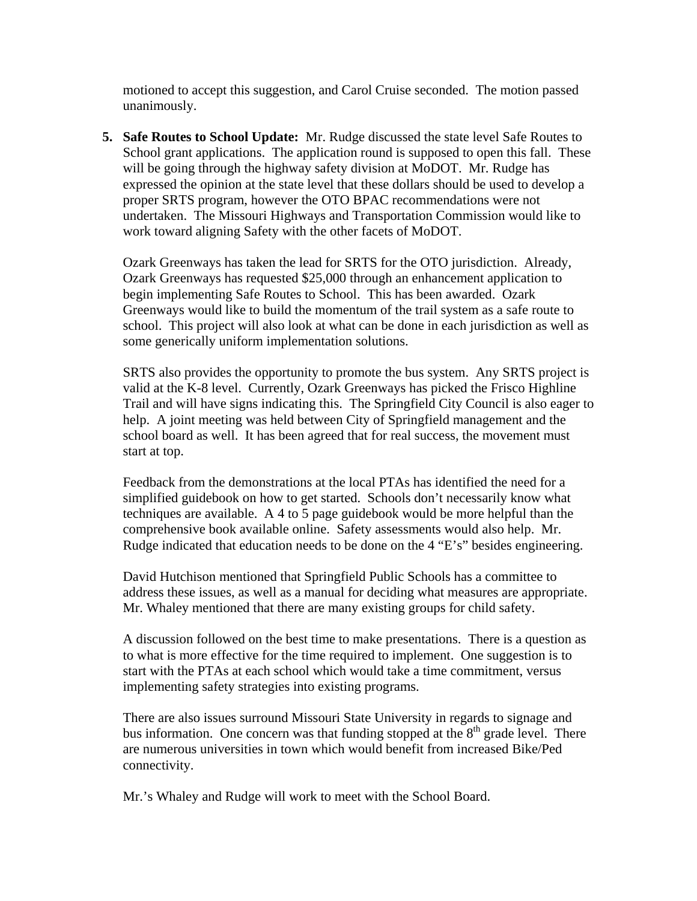motioned to accept this suggestion, and Carol Cruise seconded. The motion passed unanimously.

5. **Safe Routes to School Update:** Mr. Rudge discussed the state level Safe Routes to School grant applications. The application round is supposed to open this fall. These will be going through the highway safety division at MoDOT. Mr. Rudge has expressed the opinion at the state level that these dollars should be used to develop a proper SRTS program, however the OTO BPAC recommendations were not undertaken. The Missouri Highways and Transportation Commission would like to work toward aligning Safety with the other facets of MoDOT.

   Ozark Greenways has taken the lead for SRTS for the OTO jurisdiction. Already, Ozark Greenways has requested $25,000 through an enhancement application to begin implementing Safe Routes to School. This has been awarded. Ozark Greenways would like to build the momentum of the trail system as a safe route to school. This project will also look at what can be done in each jurisdiction as well as some generically uniform implementation solutions.

   SRTS also provides the opportunity to promote the bus system. Any SRTS project is valid at the K-8 level. Currently, Ozark Greenways has picked the Frisco Highline Trail and will have signs indicating this. The Springfield City Council is also eager to help. A joint meeting was held between City of Springfield management and the school board as well. It has been agreed that for real success, the movement must start at top.

   Feedback from the demonstrations at the local PTAs has identified the need for a simplified guidebook on how to get started. Schools don't necessarily know what techniques are available. A 4 to 5 page guidebook would be more helpful than the comprehensive book available online. Safety assessments would also help. Mr. Rudge indicated that education needs to be done on the 4 "E's" besides engineering.

   David Hutchison mentioned that Springfield Public Schools has a committee to address these issues, as well as a manual for deciding what measures are appropriate. Mr. Whaley mentioned that there are many existing groups for child safety.

   A discussion followed on the best time to make presentations. There is a question as to what is more effective for the time required to implement. One suggestion is to start with the PTAs at each school which would take a time commitment, versus implementing safety strategies into existing programs.

   There are also issues surround Missouri State University in regards to signage and bus information. One concern was that funding stopped at the 8th grade level. There are numerous universities in town which would benefit from increased Bike/Ped connectivity.

   Mr.'s Whaley and Rudge will work to meet with the School Board.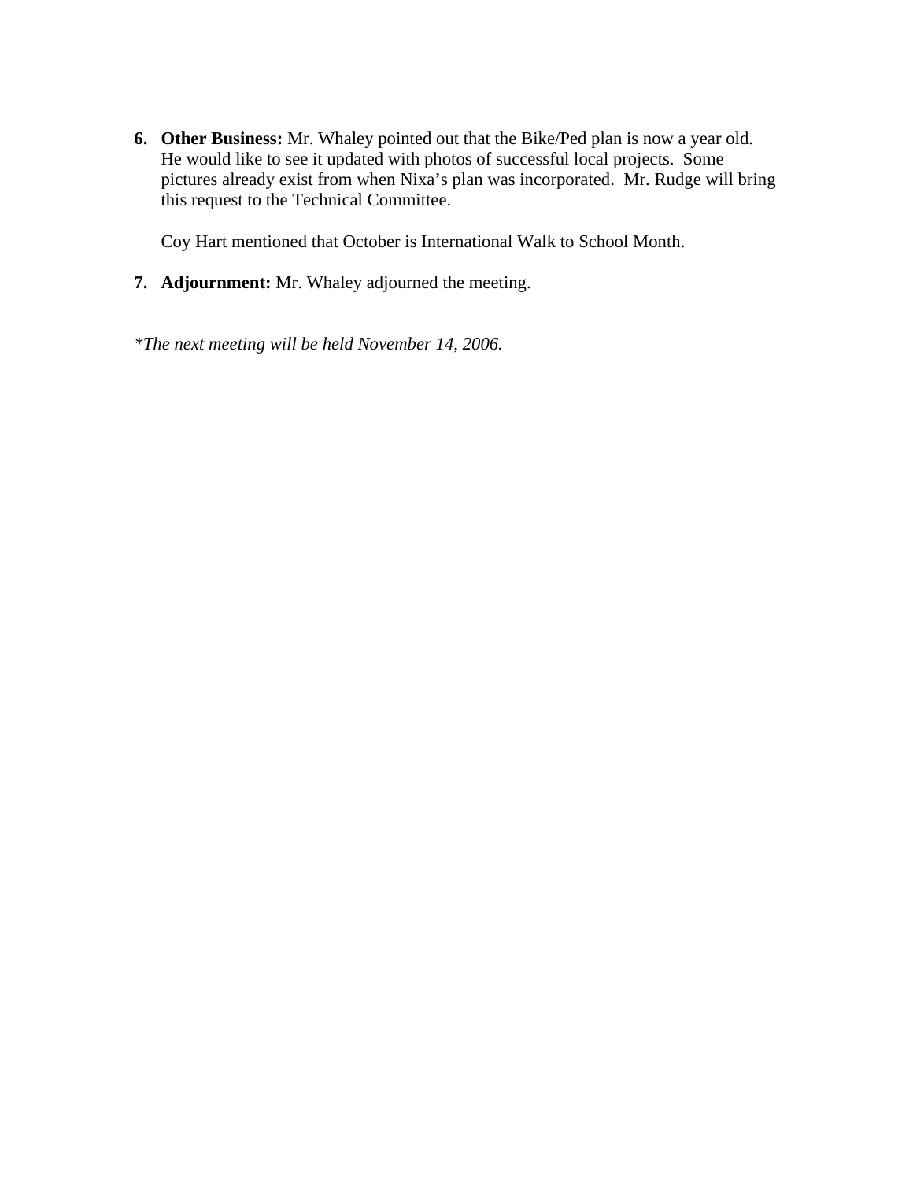6. **Other Business:** Mr. Whaley pointed out that the Bike/Ped plan is now a year old. He would like to see it updated with photos of successful local projects. Some pictures already exist from when Nixa's plan was incorporated. Mr. Rudge will bring this request to the Technical Committee.

   Coy Hart mentioned that October is International Walk to School Month.

7. **Adjournment:** Mr. Whaley adjourned the meeting.

*\*The next meeting will be held November 14, 2006.*